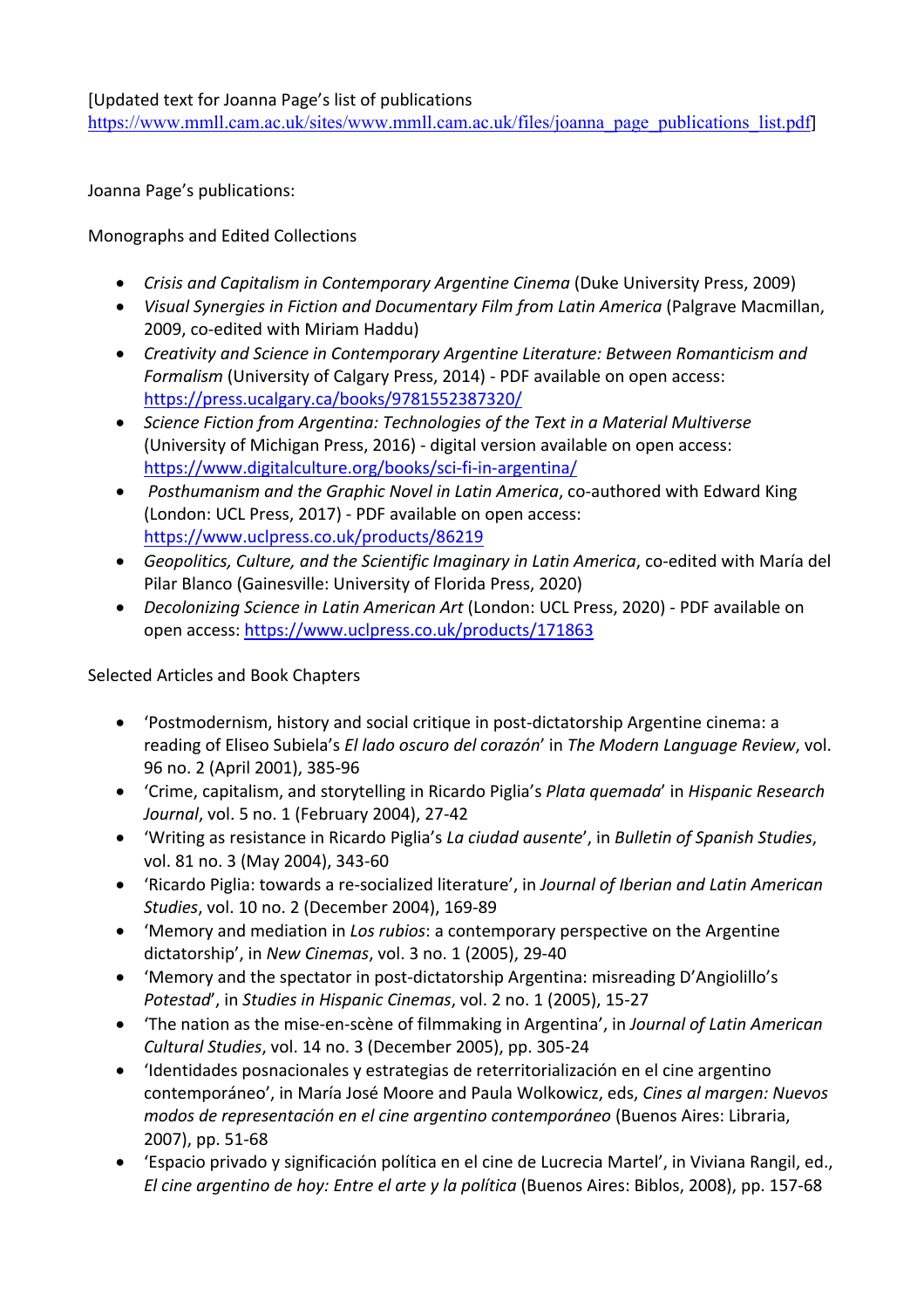[Updated text for Joanna Page's list of publications https://www.mmll.cam.ac.uk/sites/www.mmll.cam.ac.uk/files/joanna_page_publications_list.pdf]

Joanna Page's publications:

Monographs and Edited Collections

- *Crisis and Capitalism in Contemporary Argentine Cinema* (Duke University Press, 2009)
- *Visual Synergies in Fiction and Documentary Film from Latin America* (Palgrave Macmillan, 2009, co-edited with Miriam Haddu)
- *Creativity and Science in Contemporary Argentine Literature: Between Romanticism and Formalism* (University of Calgary Press, 2014) - PDF available on open access: https://press.ucalgary.ca/books/9781552387320/
- *Science Fiction from Argentina: Technologies of the Text in a Material Multiverse* (University of Michigan Press, 2016) - digital version available on open access: https://www.digitalculture.org/books/sci-fi-in-argentina/
- *Posthumanism and the Graphic Novel in Latin America*, co-authored with Edward King (London: UCL Press, 2017) - PDF available on open access: https://www.uclpress.co.uk/products/86219
- *Geopolitics, Culture, and the Scientific Imaginary in Latin America*, co-edited with María del Pilar Blanco (Gainesville: University of Florida Press, 2020)
- *Decolonizing Science in Latin American Art* (London: UCL Press, 2020) - PDF available on open access: https://www.uclpress.co.uk/products/171863

Selected Articles and Book Chapters

- 'Postmodernism, history and social critique in post-dictatorship Argentine cinema: a reading of Eliseo Subiela's *El lado oscuro del corazón*' in *The Modern Language Review*, vol. 96 no. 2 (April 2001), 385-96
- 'Crime, capitalism, and storytelling in Ricardo Piglia's *Plata quemada*' in *Hispanic Research Journal*, vol. 5 no. 1 (February 2004), 27-42
- 'Writing as resistance in Ricardo Piglia's *La ciudad ausente*', in *Bulletin of Spanish Studies*, vol. 81 no. 3 (May 2004), 343-60
- 'Ricardo Piglia: towards a re-socialized literature', in *Journal of Iberian and Latin American Studies*, vol. 10 no. 2 (December 2004), 169-89
- 'Memory and mediation in *Los rubios*: a contemporary perspective on the Argentine dictatorship', in *New Cinemas*, vol. 3 no. 1 (2005), 29-40
- 'Memory and the spectator in post-dictatorship Argentina: misreading D'Angiolillo's *Potestad*', in *Studies in Hispanic Cinemas*, vol. 2 no. 1 (2005), 15-27
- 'The nation as the mise-en-scène of filmmaking in Argentina', in *Journal of Latin American Cultural Studies*, vol. 14 no. 3 (December 2005), pp. 305-24
- 'Identidades posnacionales y estrategias de reterritorialización en el cine argentino contemporáneo', in María José Moore and Paula Wolkowicz, eds, *Cines al margen: Nuevos modos de representación en el cine argentino contemporáneo* (Buenos Aires: Libraria, 2007), pp. 51-68
- 'Espacio privado y significación política en el cine de Lucrecia Martel', in Viviana Rangil, ed., *El cine argentino de hoy: Entre el arte y la política* (Buenos Aires: Biblos, 2008), pp. 157-68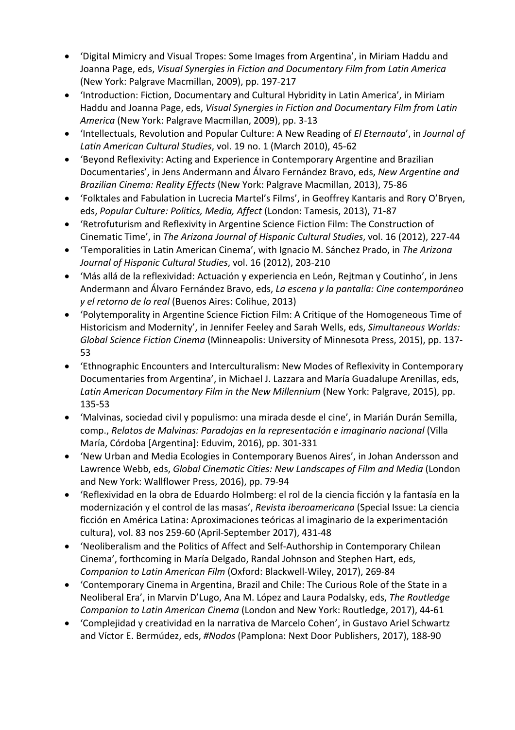- 'Digital Mimicry and Visual Tropes: Some Images from Argentina', in Miriam Haddu and Joanna Page, eds, *Visual Synergies in Fiction and Documentary Film from Latin America* (New York: Palgrave Macmillan, 2009), pp. 197-217
- 'Introduction: Fiction, Documentary and Cultural Hybridity in Latin America', in Miriam Haddu and Joanna Page, eds, *Visual Synergies in Fiction and Documentary Film from Latin America* (New York: Palgrave Macmillan, 2009), pp. 3-13
- 'Intellectuals, Revolution and Popular Culture: A New Reading of *El Eternauta*', in *Journal of Latin American Cultural Studies*, vol. 19 no. 1 (March 2010), 45-62
- 'Beyond Reflexivity: Acting and Experience in Contemporary Argentine and Brazilian Documentaries', in Jens Andermann and Álvaro Fernández Bravo, eds, *New Argentine and Brazilian Cinema: Reality Effects* (New York: Palgrave Macmillan, 2013), 75-86
- 'Folktales and Fabulation in Lucrecia Martel's Films', in Geoffrey Kantaris and Rory O'Bryen, eds, *Popular Culture: Politics, Media, Affect* (London: Tamesis, 2013), 71-87
- 'Retrofuturism and Reflexivity in Argentine Science Fiction Film: The Construction of Cinematic Time', in *The Arizona Journal of Hispanic Cultural Studies*, vol. 16 (2012), 227-44
- 'Temporalities in Latin American Cinema', with Ignacio M. Sánchez Prado, in *The Arizona Journal of Hispanic Cultural Studies*, vol. 16 (2012), 203-210
- 'Más allá de la reflexividad: Actuación y experiencia en León, Rejtman y Coutinho', in Jens Andermann and Álvaro Fernández Bravo, eds, *La escena y la pantalla: Cine contemporáneo y el retorno de lo real* (Buenos Aires: Colihue, 2013)
- 'Polytemporality in Argentine Science Fiction Film: A Critique of the Homogeneous Time of Historicism and Modernity', in Jennifer Feeley and Sarah Wells, eds, *Simultaneous Worlds: Global Science Fiction Cinema* (Minneapolis: University of Minnesota Press, 2015), pp. 137-53
- 'Ethnographic Encounters and Interculturalism: New Modes of Reflexivity in Contemporary Documentaries from Argentina', in Michael J. Lazzara and María Guadalupe Arenillas, eds, *Latin American Documentary Film in the New Millennium* (New York: Palgrave, 2015), pp. 135-53
- 'Malvinas, sociedad civil y populismo: una mirada desde el cine', in Marián Durán Semilla, comp., *Relatos de Malvinas: Paradojas en la representación e imaginario nacional* (Villa María, Córdoba [Argentina]: Eduvim, 2016), pp. 301-331
- 'New Urban and Media Ecologies in Contemporary Buenos Aires', in Johan Andersson and Lawrence Webb, eds, *Global Cinematic Cities: New Landscapes of Film and Media* (London and New York: Wallflower Press, 2016), pp. 79-94
- 'Reflexividad en la obra de Eduardo Holmberg: el rol de la ciencia ficción y la fantasía en la modernización y el control de las masas', *Revista iberoamericana* (Special Issue: La ciencia ficción en América Latina: Aproximaciones teóricas al imaginario de la experimentación cultura), vol. 83 nos 259-60 (April-September 2017), 431-48
- 'Neoliberalism and the Politics of Affect and Self-Authorship in Contemporary Chilean Cinema', forthcoming in María Delgado, Randal Johnson and Stephen Hart, eds, *Companion to Latin American Film* (Oxford: Blackwell-Wiley, 2017), 269-84
- 'Contemporary Cinema in Argentina, Brazil and Chile: The Curious Role of the State in a Neoliberal Era', in Marvin D'Lugo, Ana M. López and Laura Podalsky, eds, *The Routledge Companion to Latin American Cinema* (London and New York: Routledge, 2017), 44-61
- 'Complejidad y creatividad en la narrativa de Marcelo Cohen', in Gustavo Ariel Schwartz and Víctor E. Bermúdez, eds, *#Nodos* (Pamplona: Next Door Publishers, 2017), 188-90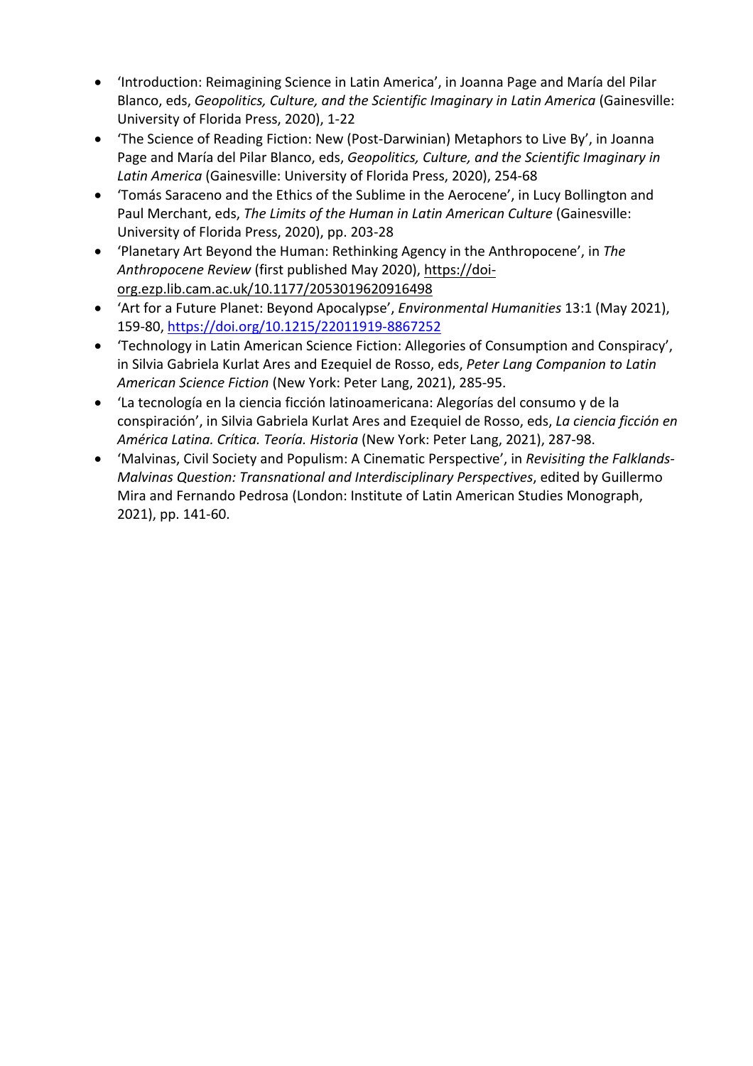- 'Introduction: Reimagining Science in Latin America', in Joanna Page and María del Pilar Blanco, eds, *Geopolitics, Culture, and the Scientific Imaginary in Latin America* (Gainesville: University of Florida Press, 2020), 1-22
- 'The Science of Reading Fiction: New (Post-Darwinian) Metaphors to Live By', in Joanna Page and María del Pilar Blanco, eds, *Geopolitics, Culture, and the Scientific Imaginary in Latin America* (Gainesville: University of Florida Press, 2020), 254-68
- 'Tomás Saraceno and the Ethics of the Sublime in the Aerocene', in Lucy Bollington and Paul Merchant, eds, *The Limits of the Human in Latin American Culture* (Gainesville: University of Florida Press, 2020), pp. 203-28
- 'Planetary Art Beyond the Human: Rethinking Agency in the Anthropocene', in *The Anthropocene Review* (first published May 2020), https://doi-org.ezp.lib.cam.ac.uk/10.1177/2053019620916498
- 'Art for a Future Planet: Beyond Apocalypse', *Environmental Humanities* 13:1 (May 2021), 159-80, https://doi.org/10.1215/22011919-8867252
- 'Technology in Latin American Science Fiction: Allegories of Consumption and Conspiracy', in Silvia Gabriela Kurlat Ares and Ezequiel de Rosso, eds, *Peter Lang Companion to Latin American Science Fiction* (New York: Peter Lang, 2021), 285-95.
- 'La tecnología en la ciencia ficción latinoamericana: Alegorías del consumo y de la conspiración', in Silvia Gabriela Kurlat Ares and Ezequiel de Rosso, eds, *La ciencia ficción en América Latina. Crítica. Teoría. Historia* (New York: Peter Lang, 2021), 287-98.
- 'Malvinas, Civil Society and Populism: A Cinematic Perspective', in *Revisiting the Falklands-Malvinas Question: Transnational and Interdisciplinary Perspectives*, edited by Guillermo Mira and Fernando Pedrosa (London: Institute of Latin American Studies Monograph, 2021), pp. 141-60.